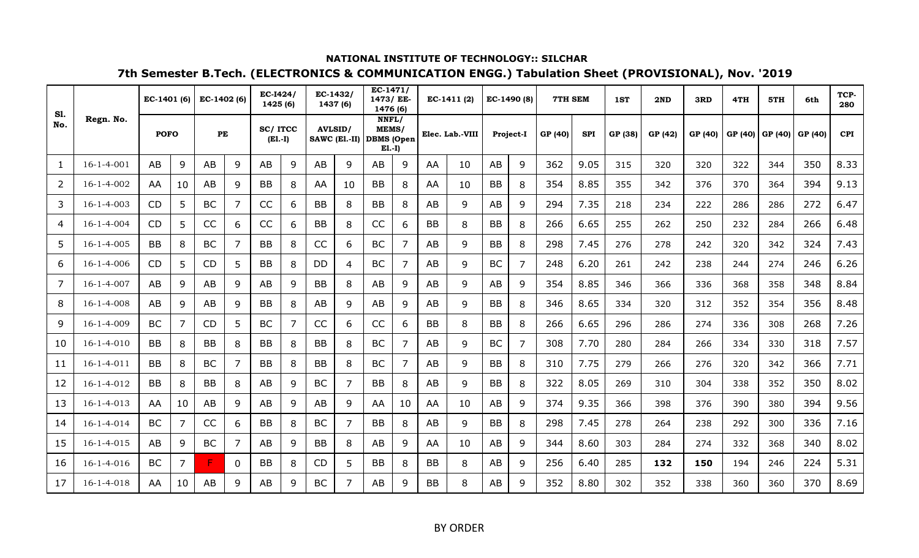**NATIONAL INSTITUTE OF TECHNOLOGY:: SILCHAR**

**7th Semester B.Tech. (ELECTRONICS & COMMUNICATION ENGG.) Tabulation Sheet (PROVISIONAL), Nov. '2019**

| Sl. No. | Regn. No. | EC-1401 (6) | | EC-1402 (6) | | EC-I424/ 1425 (6) | | EC-1432/ 1437 (6) | | EC-1471/ 1473/ EE-1476 (6) | | EC-1411 (2) | | EC-1490 (8) | | 7TH SEM | | 1ST | 2ND | 3RD | 4TH | 5TH | 6th | TCP-280 |
|---|---|---|---|---|---|---|---|---|---|---|---|---|---|---|---|---|---|---|---|---|---|---|---|---|
| | | POFO | | PE | | SC/ ITCC (El.-I) | | AVLSID/ SAWC (El.-II) | | NNFL/ MEMS/ DBMS (Open El.-I) | | Elec. Lab.-VIII | | Project-I | | GP (40) | SPI | GP (38) | GP (42) | GP (40) | GP (40) | GP (40) | GP (40) | CPI |
| 1 | 16-1-4-001 | AB | 9 | AB | 9 | AB | 9 | AB | 9 | AB | 9 | AA | 10 | AB | 9 | 362 | 9.05 | 315 | 320 | 320 | 322 | 344 | 350 | 8.33 |
| 2 | 16-1-4-002 | AA | 10 | AB | 9 | BB | 8 | AA | 10 | BB | 8 | AA | 10 | BB | 8 | 354 | 8.85 | 355 | 342 | 376 | 370 | 364 | 394 | 9.13 |
| 3 | 16-1-4-003 | CD | 5 | BC | 7 | CC | 6 | BB | 8 | BB | 8 | AB | 9 | AB | 9 | 294 | 7.35 | 218 | 234 | 222 | 286 | 286 | 272 | 6.47 |
| 4 | 16-1-4-004 | CD | 5 | CC | 6 | CC | 6 | BB | 8 | CC | 6 | BB | 8 | BB | 8 | 266 | 6.65 | 255 | 262 | 250 | 232 | 284 | 266 | 6.48 |
| 5 | 16-1-4-005 | BB | 8 | BC | 7 | BB | 8 | CC | 6 | BC | 7 | AB | 9 | BB | 8 | 298 | 7.45 | 276 | 278 | 242 | 320 | 342 | 324 | 7.43 |
| 6 | 16-1-4-006 | CD | 5 | CD | 5 | BB | 8 | DD | 4 | BC | 7 | AB | 9 | BC | 7 | 248 | 6.20 | 261 | 242 | 238 | 244 | 274 | 246 | 6.26 |
| 7 | 16-1-4-007 | AB | 9 | AB | 9 | AB | 9 | BB | 8 | AB | 9 | AB | 9 | AB | 9 | 354 | 8.85 | 346 | 366 | 336 | 368 | 358 | 348 | 8.84 |
| 8 | 16-1-4-008 | AB | 9 | AB | 9 | BB | 8 | AB | 9 | AB | 9 | AB | 9 | BB | 8 | 346 | 8.65 | 334 | 320 | 312 | 352 | 354 | 356 | 8.48 |
| 9 | 16-1-4-009 | BC | 7 | CD | 5 | BC | 7 | CC | 6 | CC | 6 | BB | 8 | BB | 8 | 266 | 6.65 | 296 | 286 | 274 | 336 | 308 | 268 | 7.26 |
| 10 | 16-1-4-010 | BB | 8 | BB | 8 | BB | 8 | BB | 8 | BC | 7 | AB | 9 | BC | 7 | 308 | 7.70 | 280 | 284 | 266 | 334 | 330 | 318 | 7.57 |
| 11 | 16-1-4-011 | BB | 8 | BC | 7 | BB | 8 | BB | 8 | BC | 7 | AB | 9 | BB | 8 | 310 | 7.75 | 279 | 266 | 276 | 320 | 342 | 366 | 7.71 |
| 12 | 16-1-4-012 | BB | 8 | BB | 8 | AB | 9 | BC | 7 | BB | 8 | AB | 9 | BB | 8 | 322 | 8.05 | 269 | 310 | 304 | 338 | 352 | 350 | 8.02 |
| 13 | 16-1-4-013 | AA | 10 | AB | 9 | AB | 9 | AB | 9 | AA | 10 | AA | 10 | AB | 9 | 374 | 9.35 | 366 | 398 | 376 | 390 | 380 | 394 | 9.56 |
| 14 | 16-1-4-014 | BC | 7 | CC | 6 | BB | 8 | BC | 7 | BB | 8 | AB | 9 | BB | 8 | 298 | 7.45 | 278 | 264 | 238 | 292 | 300 | 336 | 7.16 |
| 15 | 16-1-4-015 | AB | 9 | BC | 7 | AB | 9 | BB | 8 | AB | 9 | AA | 10 | AB | 9 | 344 | 8.60 | 303 | 284 | 274 | 332 | 368 | 340 | 8.02 |
| 16 | 16-1-4-016 | BC | 7 | F | 0 | BB | 8 | CD | 5 | BB | 8 | BB | 8 | AB | 9 | 256 | 6.40 | 285 | **132** | **150** | 194 | 246 | 224 | 5.31 |
| 17 | 16-1-4-018 | AA | 10 | AB | 9 | AB | 9 | BC | 7 | AB | 9 | BB | 8 | AB | 9 | 352 | 8.80 | 302 | 352 | 338 | 360 | 360 | 370 | 8.69 |

BY ORDER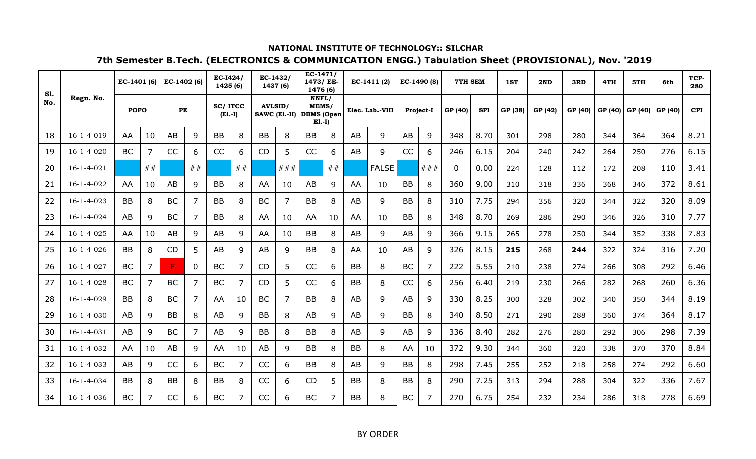**NATIONAL INSTITUTE OF TECHNOLOGY:: SILCHAR**

**7th Semester B.Tech. (ELECTRONICS & COMMUNICATION ENGG.) Tabulation Sheet (PROVISIONAL), Nov. '2019**

| Sl. No. | Regn. No. | EC-1401 (6) | | EC-1402 (6) | | EC-I424/ 1425 (6) | | EC-1432/ 1437 (6) | | EC-1471/ 1473/ EE-1476 (6) | | EC-1411 (2) | | EC-1490 (8) | | 7TH SEM | | 1ST | 2ND | 3RD | 4TH | 5TH | 6th | TCP-280 |
|---|---|---|---|---|---|---|---|---|---|---|---|---|---|---|---|---|---|---|---|---|---|---|---|---|
| | | POFO | | PE | | SC/ ITCC (El.-I) | | AVLSID/ SAWC (El.-II) | | NNFL/ MEMS/ DBMS (Open El.-I) | | Elec. Lab.-VIII | | Project-I | | GP (40) | SPI | GP (38) | GP (42) | GP (40) | GP (40) | GP (40) | GP (40) | CPI |
| 18 | 16-1-4-019 | AA | 10 | AB | 9 | BB | 8 | BB | 8 | BB | 8 | AB | 9 | AB | 9 | 348 | 8.70 | 301 | 298 | 280 | 344 | 364 | 364 | 8.21 |
| 19 | 16-1-4-020 | BC | 7 | CC | 6 | CC | 6 | CD | 5 | CC | 6 | AB | 9 | CC | 6 | 246 | 6.15 | 204 | 240 | 242 | 264 | 250 | 276 | 6.15 |
| 20 | 16-1-4-021 | | ## | | ## | | ## | | ### | | ## | | FALSE | | ### | 0 | 0.00 | 224 | 128 | 112 | 172 | 208 | 110 | 3.41 |
| 21 | 16-1-4-022 | AA | 10 | AB | 9 | BB | 8 | AA | 10 | AB | 9 | AA | 10 | BB | 8 | 360 | 9.00 | 310 | 318 | 336 | 368 | 346 | 372 | 8.61 |
| 22 | 16-1-4-023 | BB | 8 | BC | 7 | BB | 8 | BC | 7 | BB | 8 | AB | 9 | BB | 8 | 310 | 7.75 | 294 | 356 | 320 | 344 | 322 | 320 | 8.09 |
| 23 | 16-1-4-024 | AB | 9 | BC | 7 | BB | 8 | AA | 10 | AA | 10 | AA | 10 | BB | 8 | 348 | 8.70 | 269 | 286 | 290 | 346 | 326 | 310 | 7.77 |
| 24 | 16-1-4-025 | AA | 10 | AB | 9 | AB | 9 | AA | 10 | BB | 8 | AB | 9 | AB | 9 | 366 | 9.15 | 265 | 278 | 250 | 344 | 352 | 338 | 7.83 |
| 25 | 16-1-4-026 | BB | 8 | CD | 5 | AB | 9 | AB | 9 | BB | 8 | AA | 10 | AB | 9 | 326 | 8.15 | **215** | 268 | **244** | 322 | 324 | 316 | 7.20 |
| 26 | 16-1-4-027 | BC | 7 | F | 0 | BC | 7 | CD | 5 | CC | 6 | BB | 8 | BC | 7 | 222 | 5.55 | 210 | 238 | 274 | 266 | 308 | 292 | 6.46 |
| 27 | 16-1-4-028 | BC | 7 | BC | 7 | BC | 7 | CD | 5 | CC | 6 | BB | 8 | CC | 6 | 256 | 6.40 | 219 | 230 | 266 | 282 | 268 | 260 | 6.36 |
| 28 | 16-1-4-029 | BB | 8 | BC | 7 | AA | 10 | BC | 7 | BB | 8 | AB | 9 | AB | 9 | 330 | 8.25 | 300 | 328 | 302 | 340 | 350 | 344 | 8.19 |
| 29 | 16-1-4-030 | AB | 9 | BB | 8 | AB | 9 | BB | 8 | AB | 9 | AB | 9 | BB | 8 | 340 | 8.50 | 271 | 290 | 288 | 360 | 374 | 364 | 8.17 |
| 30 | 16-1-4-031 | AB | 9 | BC | 7 | AB | 9 | BB | 8 | BB | 8 | AB | 9 | AB | 9 | 336 | 8.40 | 282 | 276 | 280 | 292 | 306 | 298 | 7.39 |
| 31 | 16-1-4-032 | AA | 10 | AB | 9 | AA | 10 | AB | 9 | BB | 8 | BB | 8 | AA | 10 | 372 | 9.30 | 344 | 360 | 320 | 338 | 370 | 370 | 8.84 |
| 32 | 16-1-4-033 | AB | 9 | CC | 6 | BC | 7 | CC | 6 | BB | 8 | AB | 9 | BB | 8 | 298 | 7.45 | 255 | 252 | 218 | 258 | 274 | 292 | 6.60 |
| 33 | 16-1-4-034 | BB | 8 | BB | 8 | BB | 8 | CC | 6 | CD | 5 | BB | 8 | BB | 8 | 290 | 7.25 | 313 | 294 | 288 | 304 | 322 | 336 | 7.67 |
| 34 | 16-1-4-036 | BC | 7 | CC | 6 | BC | 7 | CC | 6 | BC | 7 | BB | 8 | BC | 7 | 270 | 6.75 | 254 | 232 | 234 | 286 | 318 | 278 | 6.69 |

BY ORDER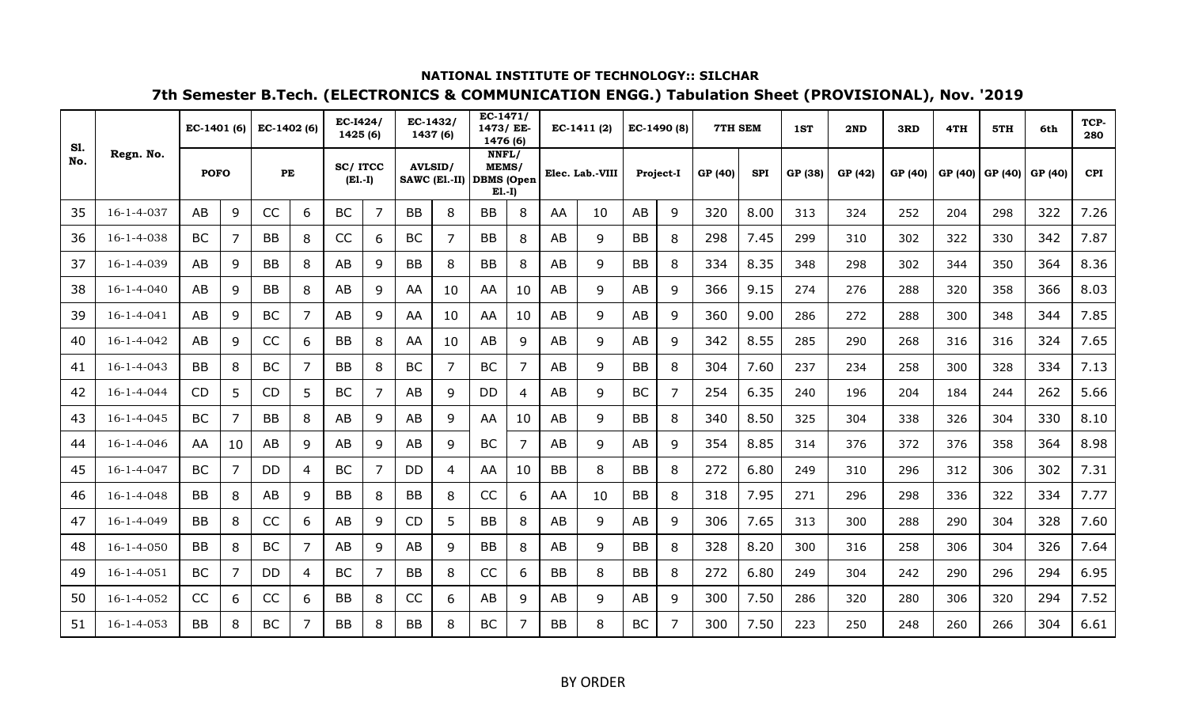**NATIONAL INSTITUTE OF TECHNOLOGY:: SILCHAR**

**7th Semester B.Tech. (ELECTRONICS & COMMUNICATION ENGG.) Tabulation Sheet (PROVISIONAL), Nov. '2019**

| Sl. No. | Regn. No. | EC-1401 (6) | | EC-1402 (6) | | EC-I424/ 1425 (6) | | EC-1432/ 1437 (6) | | EC-1471/ 1473/ EE-1476 (6) | | EC-1411 (2) | | EC-1490 (8) | | 7TH SEM | | 1ST | 2ND | 3RD | 4TH | 5TH | 6th | TCP-280 |
|---|---|---|---|---|---|---|---|---|---|---|---|---|---|---|---|---|---|---|---|---|---|---|---|---|
| | | POFO | | PE | | SC/ ITCC (El.-I) | | AVLSID/ SAWC (El.-II) | | NNFL/ MEMS/ DBMS (Open El.-I) | | Elec. Lab.-VIII | | Project-I | | GP (40) | SPI | GP (38) | GP (42) | GP (40) | GP (40) | GP (40) | GP (40) | CPI |
| 35 | 16-1-4-037 | AB | 9 | CC | 6 | BC | 7 | BB | 8 | BB | 8 | AA | 10 | AB | 9 | 320 | 8.00 | 313 | 324 | 252 | 204 | 298 | 322 | 7.26 |
| 36 | 16-1-4-038 | BC | 7 | BB | 8 | CC | 6 | BC | 7 | BB | 8 | AB | 9 | BB | 8 | 298 | 7.45 | 299 | 310 | 302 | 322 | 330 | 342 | 7.87 |
| 37 | 16-1-4-039 | AB | 9 | BB | 8 | AB | 9 | BB | 8 | BB | 8 | AB | 9 | BB | 8 | 334 | 8.35 | 348 | 298 | 302 | 344 | 350 | 364 | 8.36 |
| 38 | 16-1-4-040 | AB | 9 | BB | 8 | AB | 9 | AA | 10 | AA | 10 | AB | 9 | AB | 9 | 366 | 9.15 | 274 | 276 | 288 | 320 | 358 | 366 | 8.03 |
| 39 | 16-1-4-041 | AB | 9 | BC | 7 | AB | 9 | AA | 10 | AA | 10 | AB | 9 | AB | 9 | 360 | 9.00 | 286 | 272 | 288 | 300 | 348 | 344 | 7.85 |
| 40 | 16-1-4-042 | AB | 9 | CC | 6 | BB | 8 | AA | 10 | AB | 9 | AB | 9 | AB | 9 | 342 | 8.55 | 285 | 290 | 268 | 316 | 316 | 324 | 7.65 |
| 41 | 16-1-4-043 | BB | 8 | BC | 7 | BB | 8 | BC | 7 | BC | 7 | AB | 9 | BB | 8 | 304 | 7.60 | 237 | 234 | 258 | 300 | 328 | 334 | 7.13 |
| 42 | 16-1-4-044 | CD | 5 | CD | 5 | BC | 7 | AB | 9 | DD | 4 | AB | 9 | BC | 7 | 254 | 6.35 | 240 | 196 | 204 | 184 | 244 | 262 | 5.66 |
| 43 | 16-1-4-045 | BC | 7 | BB | 8 | AB | 9 | AB | 9 | AA | 10 | AB | 9 | BB | 8 | 340 | 8.50 | 325 | 304 | 338 | 326 | 304 | 330 | 8.10 |
| 44 | 16-1-4-046 | AA | 10 | AB | 9 | AB | 9 | AB | 9 | BC | 7 | AB | 9 | AB | 9 | 354 | 8.85 | 314 | 376 | 372 | 376 | 358 | 364 | 8.98 |
| 45 | 16-1-4-047 | BC | 7 | DD | 4 | BC | 7 | DD | 4 | AA | 10 | BB | 8 | BB | 8 | 272 | 6.80 | 249 | 310 | 296 | 312 | 306 | 302 | 7.31 |
| 46 | 16-1-4-048 | BB | 8 | AB | 9 | BB | 8 | BB | 8 | CC | 6 | AA | 10 | BB | 8 | 318 | 7.95 | 271 | 296 | 298 | 336 | 322 | 334 | 7.77 |
| 47 | 16-1-4-049 | BB | 8 | CC | 6 | AB | 9 | CD | 5 | BB | 8 | AB | 9 | AB | 9 | 306 | 7.65 | 313 | 300 | 288 | 290 | 304 | 328 | 7.60 |
| 48 | 16-1-4-050 | BB | 8 | BC | 7 | AB | 9 | AB | 9 | BB | 8 | AB | 9 | BB | 8 | 328 | 8.20 | 300 | 316 | 258 | 306 | 304 | 326 | 7.64 |
| 49 | 16-1-4-051 | BC | 7 | DD | 4 | BC | 7 | BB | 8 | CC | 6 | BB | 8 | BB | 8 | 272 | 6.80 | 249 | 304 | 242 | 290 | 296 | 294 | 6.95 |
| 50 | 16-1-4-052 | CC | 6 | CC | 6 | BB | 8 | CC | 6 | AB | 9 | AB | 9 | AB | 9 | 300 | 7.50 | 286 | 320 | 280 | 306 | 320 | 294 | 7.52 |
| 51 | 16-1-4-053 | BB | 8 | BC | 7 | BB | 8 | BB | 8 | BC | 7 | BB | 8 | BC | 7 | 300 | 7.50 | 223 | 250 | 248 | 260 | 266 | 304 | 6.61 |

BY ORDER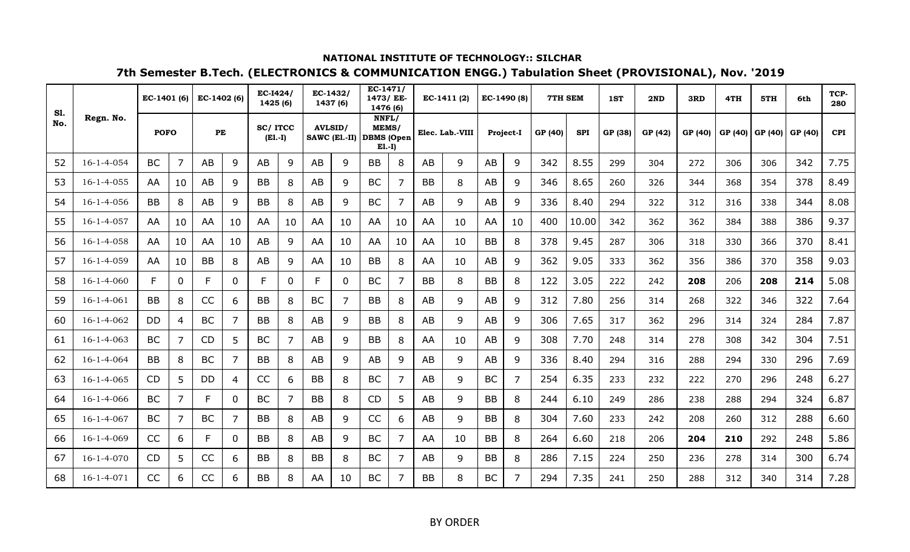**NATIONAL INSTITUTE OF TECHNOLOGY:: SILCHAR**

**7th Semester B.Tech. (ELECTRONICS & COMMUNICATION ENGG.) Tabulation Sheet (PROVISIONAL), Nov. '2019**

| Sl. No. | Regn. No. | EC-1401 (6) | | EC-1402 (6) | | EC-I424/ 1425 (6) | | EC-1432/ 1437 (6) | | EC-1471/ 1473/ EE-1476 (6) | | EC-1411 (2) | | EC-1490 (8) | | 7TH SEM | | 1ST | 2ND | 3RD | 4TH | 5TH | 6th | TCP-280 |
|---|---|---|---|---|---|---|---|---|---|---|---|---|---|---|---|---|---|---|---|---|---|---|---|---|
| | | POFO | | PE | | SC/ ITCC (El.-I) | | AVLSID/ SAWC (El.-II) | | NNFL/ MEMS/ DBMS (Open El.-I) | | Elec. Lab.-VIII | | Project-I | | GP (40) | SPI | GP (38) | GP (42) | GP (40) | GP (40) | GP (40) | GP (40) | CPI |
| 52 | 16-1-4-054 | BC | 7 | AB | 9 | AB | 9 | AB | 9 | BB | 8 | AB | 9 | AB | 9 | 342 | 8.55 | 299 | 304 | 272 | 306 | 306 | 342 | 7.75 |
| 53 | 16-1-4-055 | AA | 10 | AB | 9 | BB | 8 | AB | 9 | BC | 7 | BB | 8 | AB | 9 | 346 | 8.65 | 260 | 326 | 344 | 368 | 354 | 378 | 8.49 |
| 54 | 16-1-4-056 | BB | 8 | AB | 9 | BB | 8 | AB | 9 | BC | 7 | AB | 9 | AB | 9 | 336 | 8.40 | 294 | 322 | 312 | 316 | 338 | 344 | 8.08 |
| 55 | 16-1-4-057 | AA | 10 | AA | 10 | AA | 10 | AA | 10 | AA | 10 | AA | 10 | AA | 10 | 400 | 10.00 | 342 | 362 | 362 | 384 | 388 | 386 | 9.37 |
| 56 | 16-1-4-058 | AA | 10 | AA | 10 | AB | 9 | AA | 10 | AA | 10 | AA | 10 | BB | 8 | 378 | 9.45 | 287 | 306 | 318 | 330 | 366 | 370 | 8.41 |
| 57 | 16-1-4-059 | AA | 10 | BB | 8 | AB | 9 | AA | 10 | BB | 8 | AA | 10 | AB | 9 | 362 | 9.05 | 333 | 362 | 356 | 386 | 370 | 358 | 9.03 |
| 58 | 16-1-4-060 | F | 0 | F | 0 | F | 0 | F | 0 | BC | 7 | BB | 8 | BB | 8 | 122 | 3.05 | 222 | 242 | **208** | 206 | **208** | **214** | 5.08 |
| 59 | 16-1-4-061 | BB | 8 | CC | 6 | BB | 8 | BC | 7 | BB | 8 | AB | 9 | AB | 9 | 312 | 7.80 | 256 | 314 | 268 | 322 | 346 | 322 | 7.64 |
| 60 | 16-1-4-062 | DD | 4 | BC | 7 | BB | 8 | AB | 9 | BB | 8 | AB | 9 | AB | 9 | 306 | 7.65 | 317 | 362 | 296 | 314 | 324 | 284 | 7.87 |
| 61 | 16-1-4-063 | BC | 7 | CD | 5 | BC | 7 | AB | 9 | BB | 8 | AA | 10 | AB | 9 | 308 | 7.70 | 248 | 314 | 278 | 308 | 342 | 304 | 7.51 |
| 62 | 16-1-4-064 | BB | 8 | BC | 7 | BB | 8 | AB | 9 | AB | 9 | AB | 9 | AB | 9 | 336 | 8.40 | 294 | 316 | 288 | 294 | 330 | 296 | 7.69 |
| 63 | 16-1-4-065 | CD | 5 | DD | 4 | CC | 6 | BB | 8 | BC | 7 | AB | 9 | BC | 7 | 254 | 6.35 | 233 | 232 | 222 | 270 | 296 | 248 | 6.27 |
| 64 | 16-1-4-066 | BC | 7 | F | 0 | BC | 7 | BB | 8 | CD | 5 | AB | 9 | BB | 8 | 244 | 6.10 | 249 | 286 | 238 | 288 | 294 | 324 | 6.87 |
| 65 | 16-1-4-067 | BC | 7 | BC | 7 | BB | 8 | AB | 9 | CC | 6 | AB | 9 | BB | 8 | 304 | 7.60 | 233 | 242 | 208 | 260 | 312 | 288 | 6.60 |
| 66 | 16-1-4-069 | CC | 6 | F | 0 | BB | 8 | AB | 9 | BC | 7 | AA | 10 | BB | 8 | 264 | 6.60 | 218 | 206 | **204** | **210** | 292 | 248 | 5.86 |
| 67 | 16-1-4-070 | CD | 5 | CC | 6 | BB | 8 | BB | 8 | BC | 7 | AB | 9 | BB | 8 | 286 | 7.15 | 224 | 250 | 236 | 278 | 314 | 300 | 6.74 |
| 68 | 16-1-4-071 | CC | 6 | CC | 6 | BB | 8 | AA | 10 | BC | 7 | BB | 8 | BC | 7 | 294 | 7.35 | 241 | 250 | 288 | 312 | 340 | 314 | 7.28 |

BY ORDER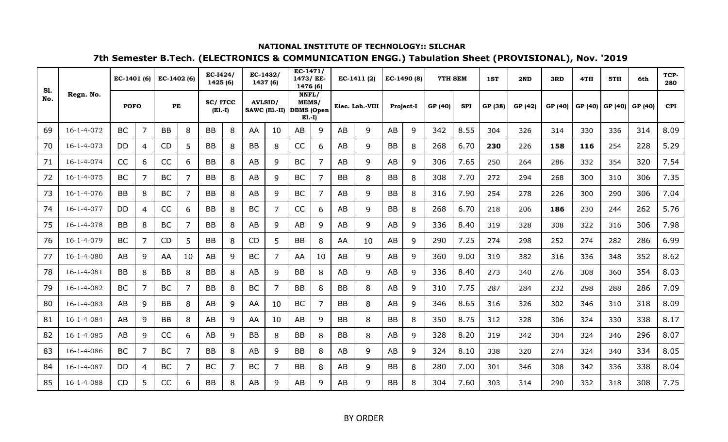**NATIONAL INSTITUTE OF TECHNOLOGY:: SILCHAR**

## 7th Semester B.Tech. (ELECTRONICS & COMMUNICATION ENGG.) Tabulation Sheet (PROVISIONAL), Nov. '2019

| Sl. No. | Regn. No. | EC-1401 (6) | | EC-1402 (6) | | EC-I424/ 1425 (6) | | EC-1432/ 1437 (6) | | EC-1471/ 1473/ EE-1476 (6) | | EC-1411 (2) | | EC-1490 (8) | | 7TH SEM | | 1ST | 2ND | 3RD | 4TH | 5TH | 6th | TCP-280 |
|---|---|---|---|---|---|---|---|---|---|---|---|---|---|---|---|---|---|---|---|---|---|---|---|---|
| | | POFO | | PE | | SC/ ITCC (El.-I) | | AVLSID/ SAWC (El.-II) | | NNFL/ MEMS/ DBMS (Open El.-I) | | Elec. Lab.-VIII | | Project-I | | GP (40) | SPI | GP (38) | GP (42) | GP (40) | GP (40) | GP (40) | GP (40) | CPI |
| 69 | 16-1-4-072 | BC | 7 | BB | 8 | BB | 8 | AA | 10 | AB | 9 | AB | 9 | AB | 9 | 342 | 8.55 | 304 | 326 | 314 | 330 | 336 | 314 | 8.09 |
| 70 | 16-1-4-073 | DD | 4 | CD | 5 | BB | 8 | BB | 8 | CC | 6 | AB | 9 | BB | 8 | 268 | 6.70 | **230** | 226 | **158** | **116** | 254 | 228 | 5.29 |
| 71 | 16-1-4-074 | CC | 6 | CC | 6 | BB | 8 | AB | 9 | BC | 7 | AB | 9 | AB | 9 | 306 | 7.65 | 250 | 264 | 286 | 332 | 354 | 320 | 7.54 |
| 72 | 16-1-4-075 | BC | 7 | BC | 7 | BB | 8 | AB | 9 | BC | 7 | BB | 8 | BB | 8 | 308 | 7.70 | 272 | 294 | 268 | 300 | 310 | 306 | 7.35 |
| 73 | 16-1-4-076 | BB | 8 | BC | 7 | BB | 8 | AB | 9 | BC | 7 | AB | 9 | BB | 8 | 316 | 7.90 | 254 | 278 | 226 | 300 | 290 | 306 | 7.04 |
| 74 | 16-1-4-077 | DD | 4 | CC | 6 | BB | 8 | BC | 7 | CC | 6 | AB | 9 | BB | 8 | 268 | 6.70 | 218 | 206 | **186** | 230 | 244 | 262 | 5.76 |
| 75 | 16-1-4-078 | BB | 8 | BC | 7 | BB | 8 | AB | 9 | AB | 9 | AB | 9 | AB | 9 | 336 | 8.40 | 319 | 328 | 308 | 322 | 316 | 306 | 7.98 |
| 76 | 16-1-4-079 | BC | 7 | CD | 5 | BB | 8 | CD | 5 | BB | 8 | AA | 10 | AB | 9 | 290 | 7.25 | 274 | 298 | 252 | 274 | 282 | 286 | 6.99 |
| 77 | 16-1-4-080 | AB | 9 | AA | 10 | AB | 9 | BC | 7 | AA | 10 | AB | 9 | AB | 9 | 360 | 9.00 | 319 | 382 | 316 | 336 | 348 | 352 | 8.62 |
| 78 | 16-1-4-081 | BB | 8 | BB | 8 | BB | 8 | AB | 9 | BB | 8 | AB | 9 | AB | 9 | 336 | 8.40 | 273 | 340 | 276 | 308 | 360 | 354 | 8.03 |
| 79 | 16-1-4-082 | BC | 7 | BC | 7 | BB | 8 | BC | 7 | BB | 8 | BB | 8 | AB | 9 | 310 | 7.75 | 287 | 284 | 232 | 298 | 288 | 286 | 7.09 |
| 80 | 16-1-4-083 | AB | 9 | BB | 8 | AB | 9 | AA | 10 | BC | 7 | BB | 8 | AB | 9 | 346 | 8.65 | 316 | 326 | 302 | 346 | 310 | 318 | 8.09 |
| 81 | 16-1-4-084 | AB | 9 | BB | 8 | AB | 9 | AA | 10 | AB | 9 | BB | 8 | BB | 8 | 350 | 8.75 | 312 | 328 | 306 | 324 | 330 | 338 | 8.17 |
| 82 | 16-1-4-085 | AB | 9 | CC | 6 | AB | 9 | BB | 8 | BB | 8 | BB | 8 | AB | 9 | 328 | 8.20 | 319 | 342 | 304 | 324 | 346 | 296 | 8.07 |
| 83 | 16-1-4-086 | BC | 7 | BC | 7 | BB | 8 | AB | 9 | BB | 8 | AB | 9 | AB | 9 | 324 | 8.10 | 338 | 320 | 274 | 324 | 340 | 334 | 8.05 |
| 84 | 16-1-4-087 | DD | 4 | BC | 7 | BC | 7 | BC | 7 | BB | 8 | AB | 9 | BB | 8 | 280 | 7.00 | 301 | 346 | 308 | 342 | 336 | 338 | 8.04 |
| 85 | 16-1-4-088 | CD | 5 | CC | 6 | BB | 8 | AB | 9 | AB | 9 | AB | 9 | BB | 8 | 304 | 7.60 | 303 | 314 | 290 | 332 | 318 | 308 | 7.75 |

BY ORDER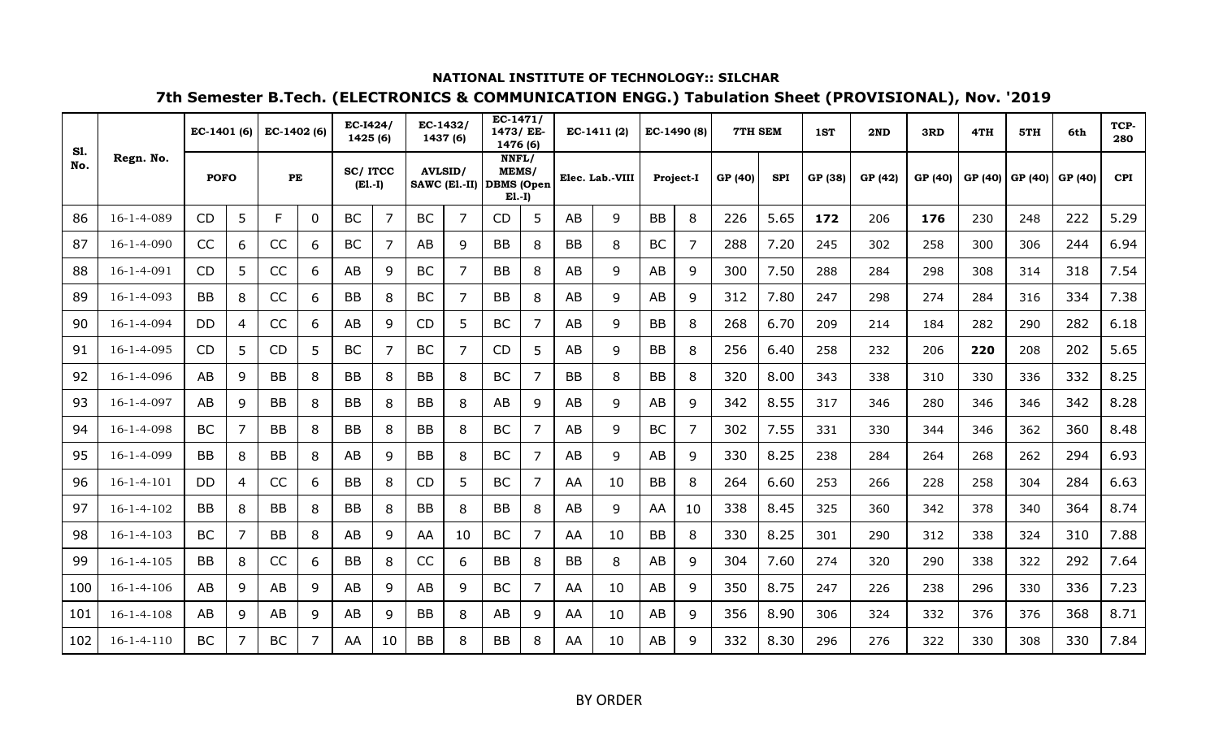**NATIONAL INSTITUTE OF TECHNOLOGY:: SILCHAR**

**7th Semester B.Tech. (ELECTRONICS & COMMUNICATION ENGG.) Tabulation Sheet (PROVISIONAL), Nov. '2019**

| Sl. No. | Regn. No. | EC-1401 (6) | | EC-1402 (6) | | EC-I424/ 1425 (6) | | EC-1432/ 1437 (6) | | EC-1471/ 1473/ EE-1476 (6) | | EC-1411 (2) | | EC-1490 (8) | | 7TH SEM | | 1ST | 2ND | 3RD | 4TH | 5TH | 6th | TCP-280 |
|---|---|---|---|---|---|---|---|---|---|---|---|---|---|---|---|---|---|---|---|---|---|---|---|---|
| | | POFO | | PE | | SC/ ITCC (El.-I) | | AVLSID/ SAWC (El.-II) | | NNFL/ MEMS/ DBMS (Open El.-I) | | Elec. Lab.-VIII | | Project-I | | GP (40) | SPI | GP (38) | GP (42) | GP (40) | GP (40) | GP (40) | GP (40) | CPI |
| 86 | 16-1-4-089 | CD | 5 | F | 0 | BC | 7 | BC | 7 | CD | 5 | AB | 9 | BB | 8 | 226 | 5.65 | **172** | 206 | **176** | 230 | 248 | 222 | 5.29 |
| 87 | 16-1-4-090 | CC | 6 | CC | 6 | BC | 7 | AB | 9 | BB | 8 | BB | 8 | BC | 7 | 288 | 7.20 | 245 | 302 | 258 | 300 | 306 | 244 | 6.94 |
| 88 | 16-1-4-091 | CD | 5 | CC | 6 | AB | 9 | BC | 7 | BB | 8 | AB | 9 | AB | 9 | 300 | 7.50 | 288 | 284 | 298 | 308 | 314 | 318 | 7.54 |
| 89 | 16-1-4-093 | BB | 8 | CC | 6 | BB | 8 | BC | 7 | BB | 8 | AB | 9 | AB | 9 | 312 | 7.80 | 247 | 298 | 274 | 284 | 316 | 334 | 7.38 |
| 90 | 16-1-4-094 | DD | 4 | CC | 6 | AB | 9 | CD | 5 | BC | 7 | AB | 9 | BB | 8 | 268 | 6.70 | 209 | 214 | 184 | 282 | 290 | 282 | 6.18 |
| 91 | 16-1-4-095 | CD | 5 | CD | 5 | BC | 7 | BC | 7 | CD | 5 | AB | 9 | BB | 8 | 256 | 6.40 | 258 | 232 | 206 | **220** | 208 | 202 | 5.65 |
| 92 | 16-1-4-096 | AB | 9 | BB | 8 | BB | 8 | BB | 8 | BC | 7 | BB | 8 | BB | 8 | 320 | 8.00 | 343 | 338 | 310 | 330 | 336 | 332 | 8.25 |
| 93 | 16-1-4-097 | AB | 9 | BB | 8 | BB | 8 | BB | 8 | AB | 9 | AB | 9 | AB | 9 | 342 | 8.55 | 317 | 346 | 280 | 346 | 346 | 342 | 8.28 |
| 94 | 16-1-4-098 | BC | 7 | BB | 8 | BB | 8 | BB | 8 | BC | 7 | AB | 9 | BC | 7 | 302 | 7.55 | 331 | 330 | 344 | 346 | 362 | 360 | 8.48 |
| 95 | 16-1-4-099 | BB | 8 | BB | 8 | AB | 9 | BB | 8 | BC | 7 | AB | 9 | AB | 9 | 330 | 8.25 | 238 | 284 | 264 | 268 | 262 | 294 | 6.93 |
| 96 | 16-1-4-101 | DD | 4 | CC | 6 | BB | 8 | CD | 5 | BC | 7 | AA | 10 | BB | 8 | 264 | 6.60 | 253 | 266 | 228 | 258 | 304 | 284 | 6.63 |
| 97 | 16-1-4-102 | BB | 8 | BB | 8 | BB | 8 | BB | 8 | BB | 8 | AB | 9 | AA | 10 | 338 | 8.45 | 325 | 360 | 342 | 378 | 340 | 364 | 8.74 |
| 98 | 16-1-4-103 | BC | 7 | BB | 8 | AB | 9 | AA | 10 | BC | 7 | AA | 10 | BB | 8 | 330 | 8.25 | 301 | 290 | 312 | 338 | 324 | 310 | 7.88 |
| 99 | 16-1-4-105 | BB | 8 | CC | 6 | BB | 8 | CC | 6 | BB | 8 | BB | 8 | AB | 9 | 304 | 7.60 | 274 | 320 | 290 | 338 | 322 | 292 | 7.64 |
| 100 | 16-1-4-106 | AB | 9 | AB | 9 | AB | 9 | AB | 9 | BC | 7 | AA | 10 | AB | 9 | 350 | 8.75 | 247 | 226 | 238 | 296 | 330 | 336 | 7.23 |
| 101 | 16-1-4-108 | AB | 9 | AB | 9 | AB | 9 | BB | 8 | AB | 9 | AA | 10 | AB | 9 | 356 | 8.90 | 306 | 324 | 332 | 376 | 376 | 368 | 8.71 |
| 102 | 16-1-4-110 | BC | 7 | BC | 7 | AA | 10 | BB | 8 | BB | 8 | AA | 10 | AB | 9 | 332 | 8.30 | 296 | 276 | 322 | 330 | 308 | 330 | 7.84 |

BY ORDER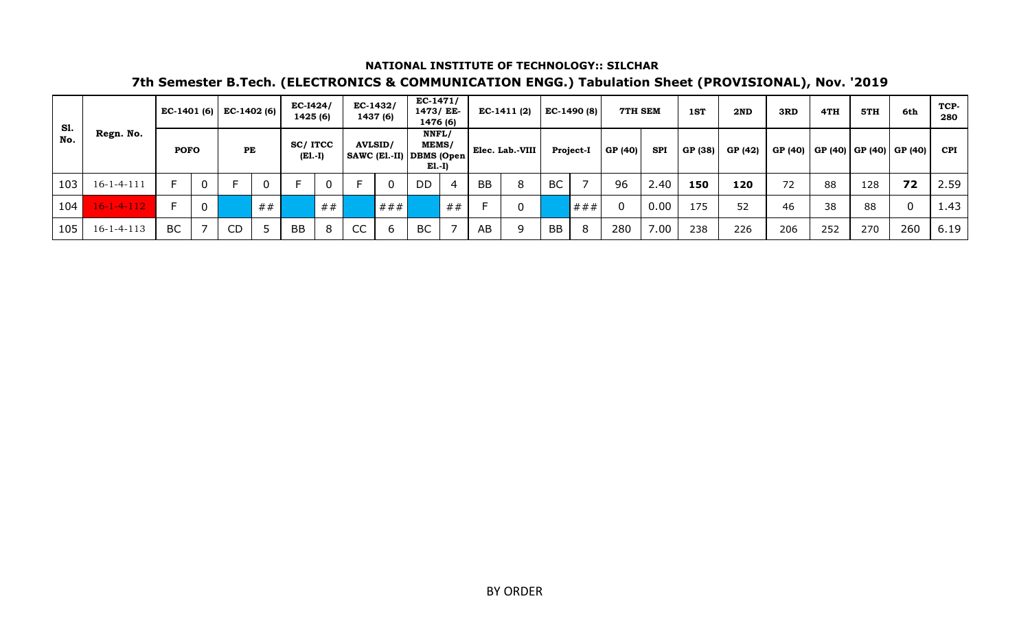**NATIONAL INSTITUTE OF TECHNOLOGY:: SILCHAR**

## 7th Semester B.Tech. (ELECTRONICS & COMMUNICATION ENGG.) Tabulation Sheet (PROVISIONAL), Nov. '2019

| Sl. No. | Regn. No. | EC-1401 (6) | | EC-1402 (6) | | EC-I424/ 1425 (6) | | EC-1432/ 1437 (6) | | EC-1471/ 1473/ EE-1476 (6) | | EC-1411 (2) | | EC-1490 (8) | | 7TH SEM | | 1ST | 2ND | 3RD | 4TH | 5TH | 6th | TCP-280 |
|---|---|---|---|---|---|---|---|---|---|---|---|---|---|---|---|---|---|---|---|---|---|---|---|---|
| | | POFO | | PE | | SC/ ITCC (El.-I) | | AVLSID/ SAWC (El.-II) | | NNFL/ MEMS/ DBMS (Open El.-I) | | Elec. Lab.-VIII | | Project-I | | GP (40) | SPI | GP (38) | GP (42) | GP (40) | GP (40) | GP (40) | GP (40) | CPI |
| 103 | 16-1-4-111 | F | 0 | F | 0 | F | 0 | F | 0 | DD | 4 | BB | 8 | BC | 7 | 96 | 2.40 | **150** | **120** | 72 | 88 | 128 | **72** | 2.59 |
| 104 | 16-1-4-112 | F | 0 | | ## | | ## | | ### | | ## | F | 0 | | ### | 0 | 0.00 | 175 | 52 | 46 | 38 | 88 | 0 | 1.43 |
| 105 | 16-1-4-113 | BC | 7 | CD | 5 | BB | 8 | CC | 6 | BC | 7 | AB | 9 | BB | 8 | 280 | 7.00 | 238 | 226 | 206 | 252 | 270 | 260 | 6.19 |

BY ORDER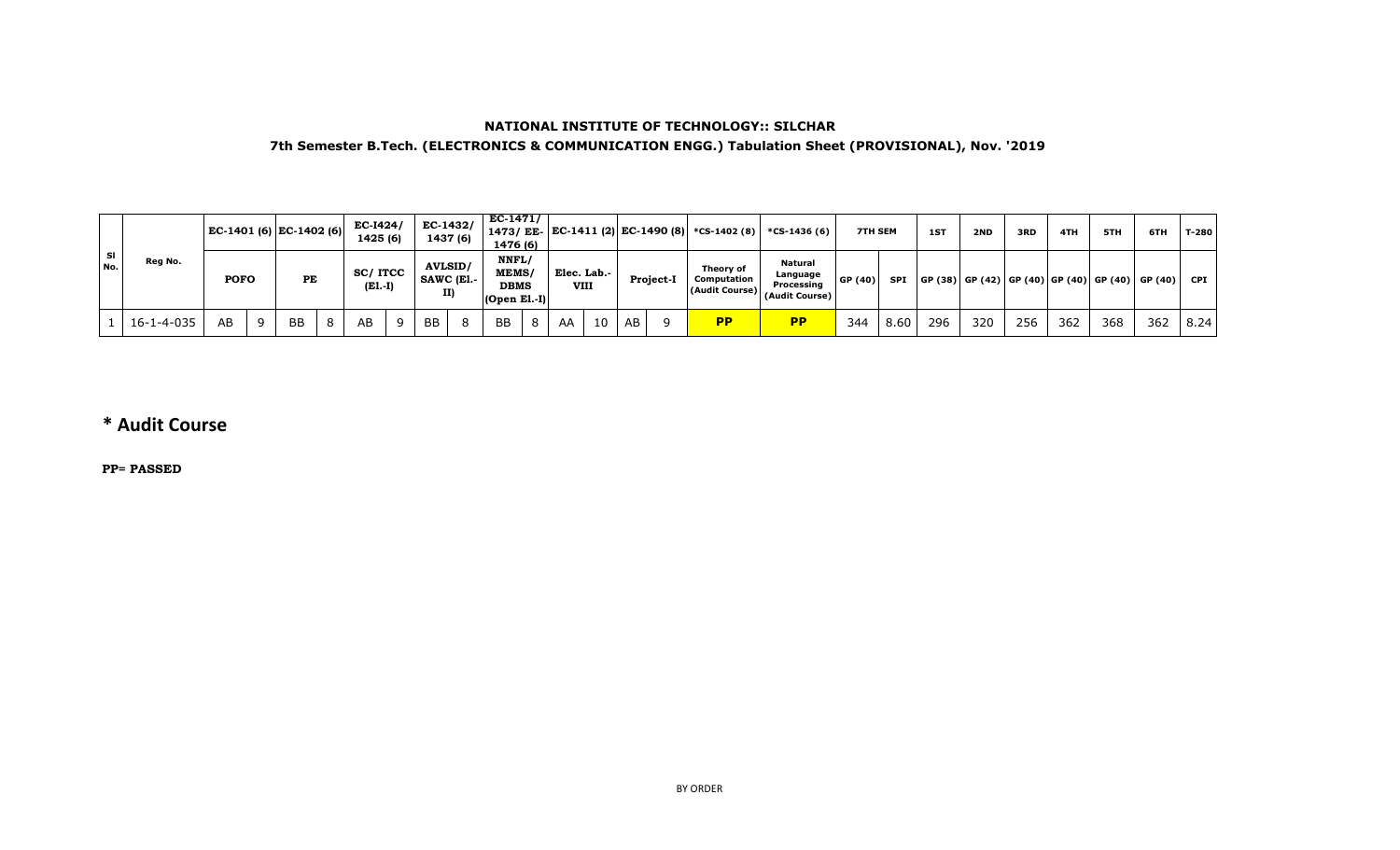**NATIONAL INSTITUTE OF TECHNOLOGY:: SILCHAR**

**7th Semester B.Tech. (ELECTRONICS & COMMUNICATION ENGG.) Tabulation Sheet (PROVISIONAL), Nov. '2019**

| Sl No. | Reg No. | EC-1401 (6) | | EC-1402 (6) | | EC-I424/ 1425 (6) | | EC-1432/ 1437 (6) | | EC-1471/ 1473/ EE-1476 (6) | | EC-1411 (2) | | EC-1490 (8) | | *CS-1402 (8) | *CS-1436 (6) | 7TH SEM | | 1ST | 2ND | 3RD | 4TH | 5TH | 6TH | T-280 |
|---|---|---|---|---|---|---|---|---|---|---|---|---|---|---|---|---|---|---|---|---|---|---|---|---|---|---|
| | | POFO | | PE | | SC/ ITCC (El.-I) | | AVLSID/ SAWC (El.-II) | | NNFL/ MEMS/ DBMS (Open El.-I) | | Elec. Lab.-VIII | | Project-I | | Theory of Computation (Audit Course) | Natural Language Processing (Audit Course) | GP (40) | SPI | GP (38) | GP (42) | GP (40) | GP (40) | GP (40) | GP (40) | CPI |
| 1 | 16-1-4-035 | AB | 9 | BB | 8 | AB | 9 | BB | 8 | BB | 8 | AA | 10 | AB | 9 | PP | PP | 344 | 8.60 | 296 | 320 | 256 | 362 | 368 | 362 | 8.24 |

## * Audit Course

**PP= PASSED**

BY ORDER